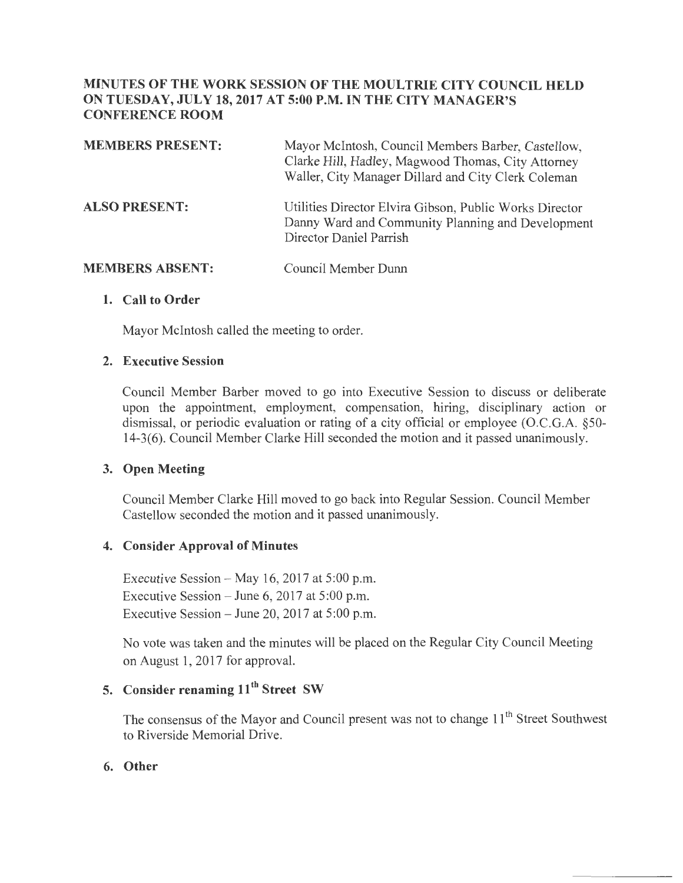# MINUTES OF THE WORK SESSION OF THE MOULTRIE CITY COUNCIL HELD ON TUESDAY, JULY 18, 2017 AT 5:00 P.M. IN THE CITY MANAGER'S CONFERENCE ROOM

**MEMBERS PRESENT:** Mayor McIntosh, Council Members Barber, Castellow, Clarke Hill, Hadley, Magwood Thomas, City Attorney Waller, City Manager Dillard and City Clerk Coleman

**ALSO PRESENT:** Utilities Director Elvira Gibson, Public Works Director Danny Ward and Community Planning and Development Director Daniel Parrish

**MEMBERS ABSENT:** Council Member Dunn

1. **Call to Order**

   Mayor McIntosh called the meeting to order.

2. **Executive Session**

   Council Member Barber moved to go into Executive Session to discuss or deliberate upon the appointment, employment, compensation, hiring, disciplinary action or dismissal, or periodic evaluation or rating of a city official or employee (O.C.G.A. §50-14-3(6). Council Member Clarke Hill seconded the motion and it passed unanimously.

3. **Open Meeting**

   Council Member Clarke Hill moved to go back into Regular Session. Council Member Castellow seconded the motion and it passed unanimously.

4. **Consider Approval of Minutes**

   Executive Session – May 16, 2017 at 5:00 p.m.
   Executive Session – June 6, 2017 at 5:00 p.m.
   Executive Session – June 20, 2017 at 5:00 p.m.

   No vote was taken and the minutes will be placed on the Regular City Council Meeting on August 1, 2017 for approval.

5. **Consider renaming 11th Street SW**

   The consensus of the Mayor and Council present was not to change 11th Street Southwest to Riverside Memorial Drive.

6. **Other**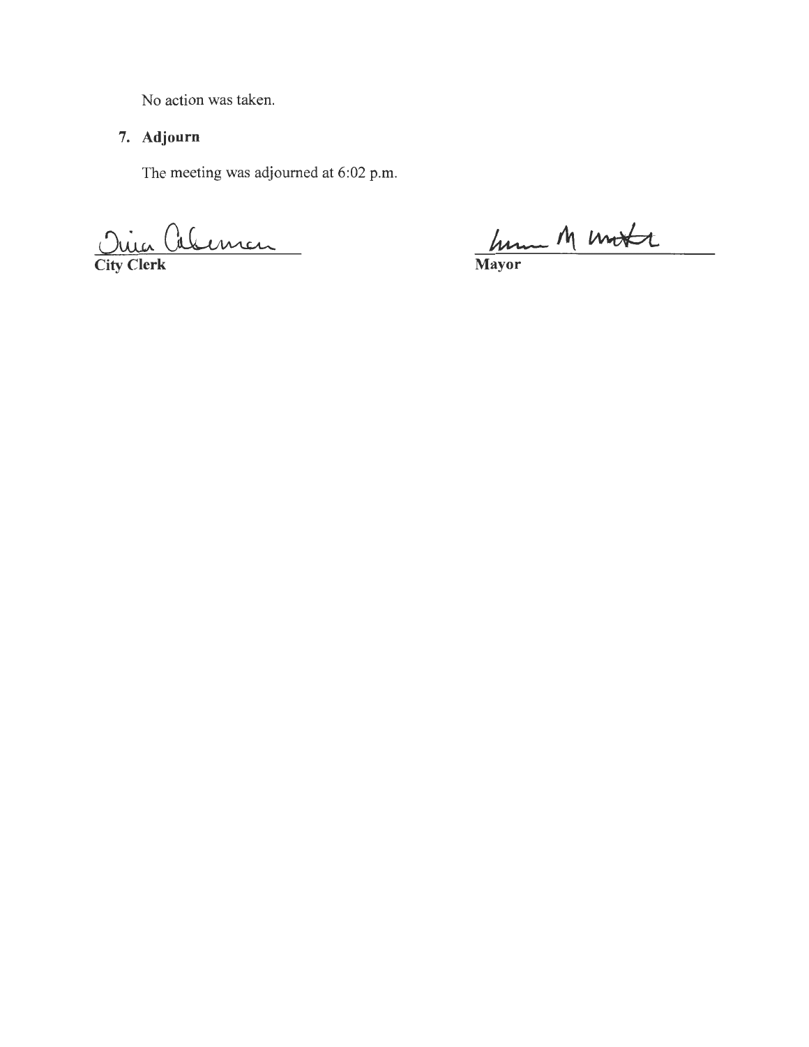No action was taken.

**7. Adjourn**

The meeting was adjourned at 6:02 p.m.

**City Clerk** | **Mayor**